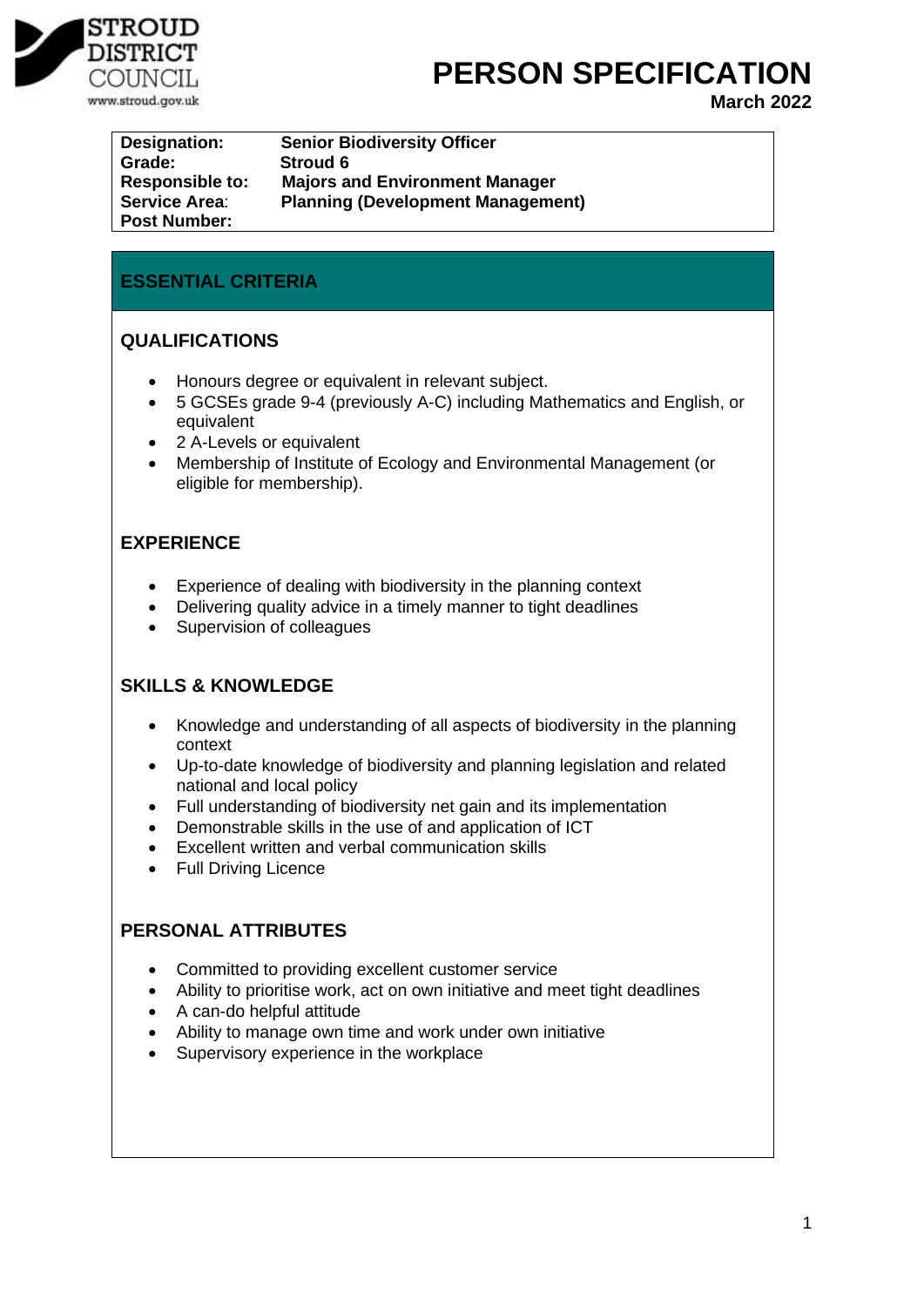STROUD DISTRICT COUNCIL
www.stroud.gov.uk

# PERSON SPECIFICATION

**March 2022**

| | |
|---|---|
| **Designation:** | **Senior Biodiversity Officer** |
| **Grade:** | **Stroud 6** |
| **Responsible to:** | **Majors and Environment Manager** |
| **Service Area:** | **Planning (Development Management)** |
| **Post Number:** | |

## ESSENTIAL CRITERIA

### QUALIFICATIONS

- Honours degree or equivalent in relevant subject.
- 5 GCSEs grade 9-4 (previously A-C) including Mathematics and English, or equivalent
- 2 A-Levels or equivalent
- Membership of Institute of Ecology and Environmental Management (or eligible for membership).

### EXPERIENCE

- Experience of dealing with biodiversity in the planning context
- Delivering quality advice in a timely manner to tight deadlines
- Supervision of colleagues

### SKILLS & KNOWLEDGE

- Knowledge and understanding of all aspects of biodiversity in the planning context
- Up-to-date knowledge of biodiversity and planning legislation and related national and local policy
- Full understanding of biodiversity net gain and its implementation
- Demonstrable skills in the use of and application of ICT
- Excellent written and verbal communication skills
- Full Driving Licence

### PERSONAL ATTRIBUTES

- Committed to providing excellent customer service
- Ability to prioritise work, act on own initiative and meet tight deadlines
- A can-do helpful attitude
- Ability to manage own time and work under own initiative
- Supervisory experience in the workplace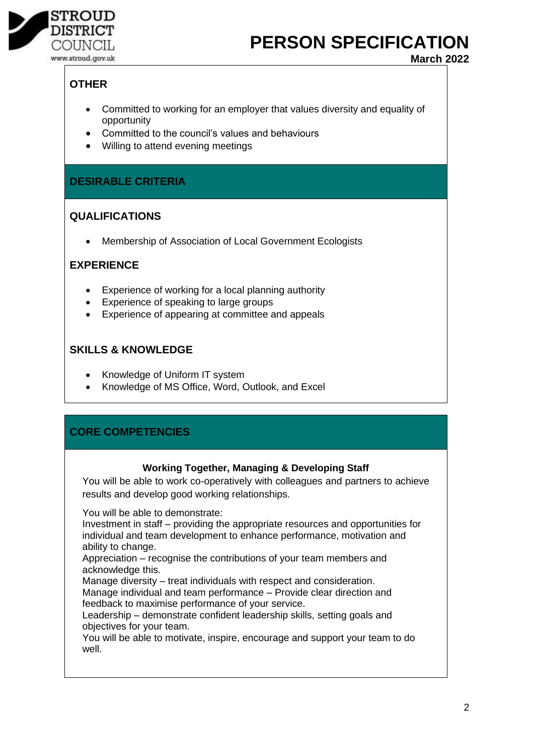# PERSON SPECIFICATION

**March 2022**

### OTHER

- Committed to working for an employer that values diversity and equality of opportunity
- Committed to the council's values and behaviours
- Willing to attend evening meetings

## DESIRABLE CRITERIA

### QUALIFICATIONS

- Membership of Association of Local Government Ecologists

### EXPERIENCE

- Experience of working for a local planning authority
- Experience of speaking to large groups
- Experience of appearing at committee and appeals

### SKILLS & KNOWLEDGE

- Knowledge of Uniform IT system
- Knowledge of MS Office, Word, Outlook, and Excel

## CORE COMPETENCIES

**Working Together, Managing & Developing Staff**

You will be able to work co-operatively with colleagues and partners to achieve results and develop good working relationships.

You will be able to demonstrate:
Investment in staff – providing the appropriate resources and opportunities for individual and team development to enhance performance, motivation and ability to change.
Appreciation – recognise the contributions of your team members and acknowledge this.
Manage diversity – treat individuals with respect and consideration.
Manage individual and team performance – Provide clear direction and feedback to maximise performance of your service.
Leadership – demonstrate confident leadership skills, setting goals and objectives for your team.
You will be able to motivate, inspire, encourage and support your team to do well.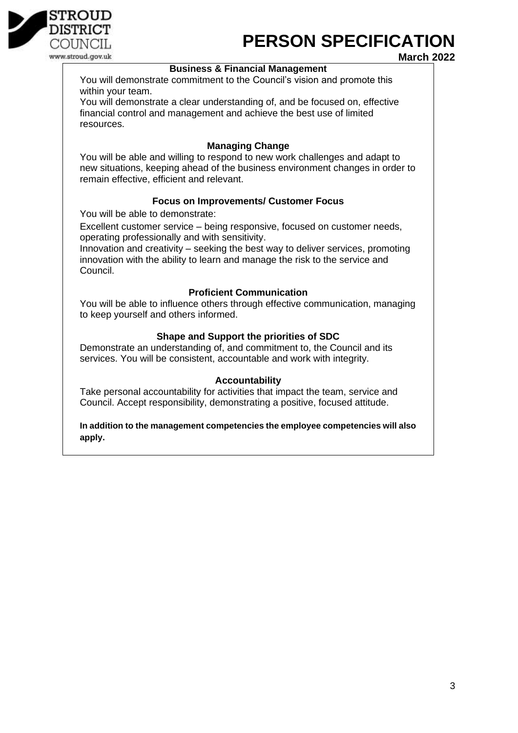# PERSON SPECIFICATION

**March 2022**

### Business & Financial Management

You will demonstrate commitment to the Council's vision and promote this within your team.

You will demonstrate a clear understanding of, and be focused on, effective financial control and management and achieve the best use of limited resources.

### Managing Change

You will be able and willing to respond to new work challenges and adapt to new situations, keeping ahead of the business environment changes in order to remain effective, efficient and relevant.

### Focus on Improvements/ Customer Focus

You will be able to demonstrate:

Excellent customer service – being responsive, focused on customer needs, operating professionally and with sensitivity.

Innovation and creativity – seeking the best way to deliver services, promoting innovation with the ability to learn and manage the risk to the service and Council.

### Proficient Communication

You will be able to influence others through effective communication, managing to keep yourself and others informed.

### Shape and Support the priorities of SDC

Demonstrate an understanding of, and commitment to, the Council and its services. You will be consistent, accountable and work with integrity.

### Accountability

Take personal accountability for activities that impact the team, service and Council. Accept responsibility, demonstrating a positive, focused attitude.

**In addition to the management competencies the employee competencies will also apply.**